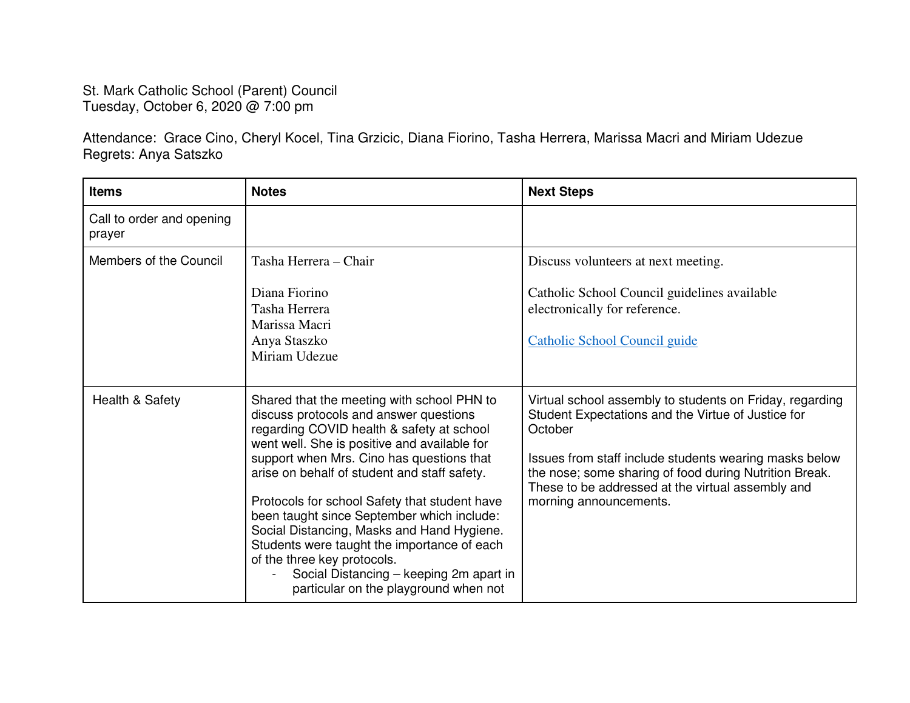St. Mark Catholic School (Parent) Council
Tuesday, October 6, 2020 @ 7:00 pm

Attendance: Grace Cino, Cheryl Kocel, Tina Grzicic, Diana Fiorino, Tasha Herrera, Marissa Macri and Miriam Udezue
Regrets: Anya Satszko

| Items | Notes | Next Steps |
|---|---|---|
| Call to order and opening prayer | | |
| Members of the Council | Tasha Herrera – Chair<br><br>Diana Fiorino<br>Tasha Herrera<br>Marissa Macri<br>Anya Staszko<br>Miriam Udezue | Discuss volunteers at next meeting.<br><br>Catholic School Council guidelines available electronically for reference.<br><br>Catholic School Council guide |
| Health & Safety | Shared that the meeting with school PHN to discuss protocols and answer questions regarding COVID health & safety at school went well. She is positive and available for support when Mrs. Cino has questions that arise on behalf of student and staff safety.<br><br>Protocols for school Safety that student have been taught since September which include: Social Distancing, Masks and Hand Hygiene. Students were taught the importance of each of the three key protocols.<br>- Social Distancing – keeping 2m apart in particular on the playground when not | Virtual school assembly to students on Friday, regarding Student Expectations and the Virtue of Justice for October<br><br>Issues from staff include students wearing masks below the nose; some sharing of food during Nutrition Break. These to be addressed at the virtual assembly and morning announcements. |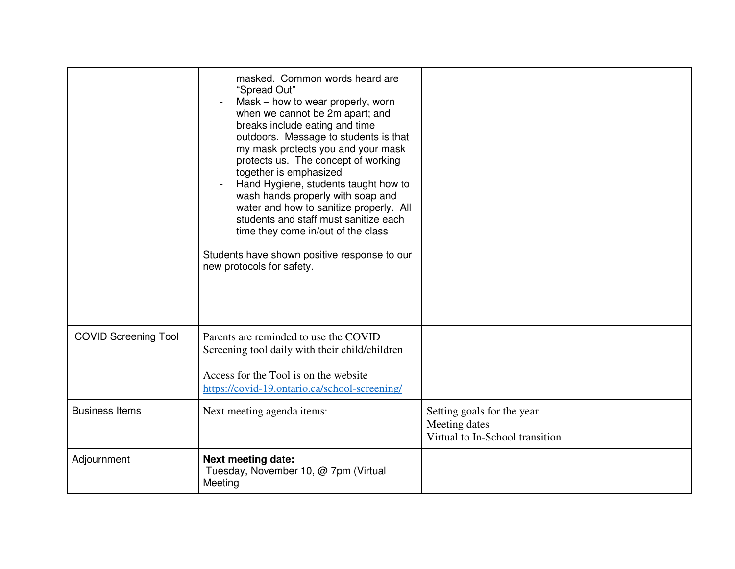| | | |
|---|---|---|
| | masked. Common words heard are "Spread Out"<br>- Mask – how to wear properly, worn when we cannot be 2m apart; and breaks include eating and time outdoors. Message to students is that my mask protects you and your mask protects us. The concept of working together is emphasized<br>- Hand Hygiene, students taught how to wash hands properly with soap and water and how to sanitize properly. All students and staff must sanitize each time they come in/out of the class<br><br>Students have shown positive response to our new protocols for safety. | |
| COVID Screening Tool | Parents are reminded to use the COVID Screening tool daily with their child/children<br><br>Access for the Tool is on the website https://covid-19.ontario.ca/school-screening/ | |
| Business Items | Next meeting agenda items: | Setting goals for the year<br>Meeting dates<br>Virtual to In-School transition |
| Adjournment | **Next meeting date:**<br>Tuesday, November 10, @ 7pm (Virtual Meeting | |